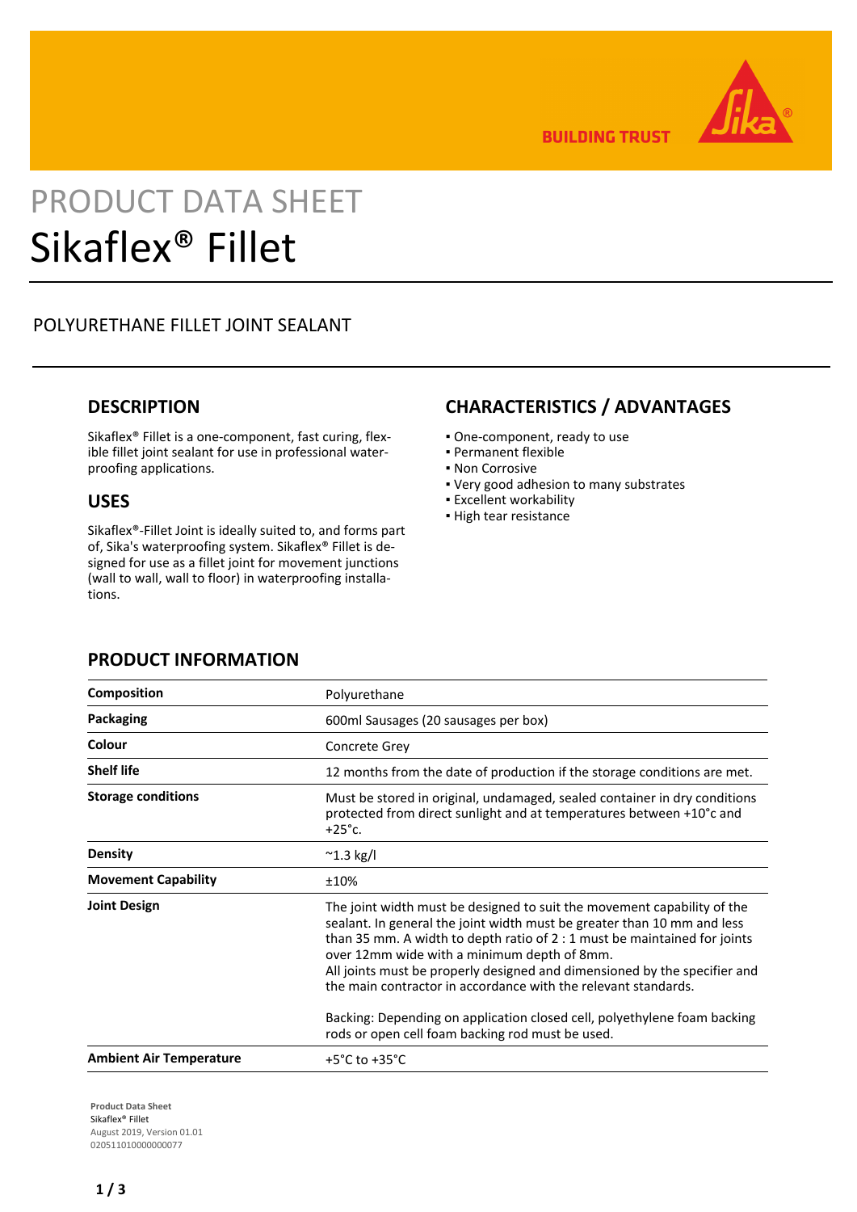# PRODUCT DATA SHEET

# Sikaflex® Fillet

POLYURETHANE FILLET JOINT SEALANT

## DESCRIPTION

Sikaflex® Fillet is a one-component, fast curing, flexible fillet joint sealant for use in professional waterproofing applications.

## USES

Sikaflex®-Fillet Joint is ideally suited to, and forms part of, Sika's waterproofing system. Sikaflex® Fillet is designed for use as a fillet joint for movement junctions (wall to wall, wall to floor) in waterproofing installations.

## CHARACTERISTICS / ADVANTAGES

- One-component, ready to use
- Permanent flexible
- Non Corrosive
- Very good adhesion to many substrates
- Excellent workability
- High tear resistance

## PRODUCT INFORMATION

| | |
|---|---|
| **Composition** | Polyurethane |
| **Packaging** | 600ml Sausages (20 sausages per box) |
| **Colour** | Concrete Grey |
| **Shelf life** | 12 months from the date of production if the storage conditions are met. |
| **Storage conditions** | Must be stored in original, undamaged, sealed container in dry conditions protected from direct sunlight and at temperatures between +10°c and +25°c. |
| **Density** | ~1.3 kg/l |
| **Movement Capability** | ±10% |
| **Joint Design** | The joint width must be designed to suit the movement capability of the sealant. In general the joint width must be greater than 10 mm and less than 35 mm. A width to depth ratio of 2 : 1 must be maintained for joints over 12mm wide with a minimum depth of 8mm.<br>All joints must be properly designed and dimensioned by the specifier and the main contractor in accordance with the relevant standards.<br><br>Backing: Depending on application closed cell, polyethylene foam backing rods or open cell foam backing rod must be used. |
| **Ambient Air Temperature** | +5°C to +35°C |

**Product Data Sheet**
Sikaflex® Fillet
August 2019, Version 01.01
020511010000000077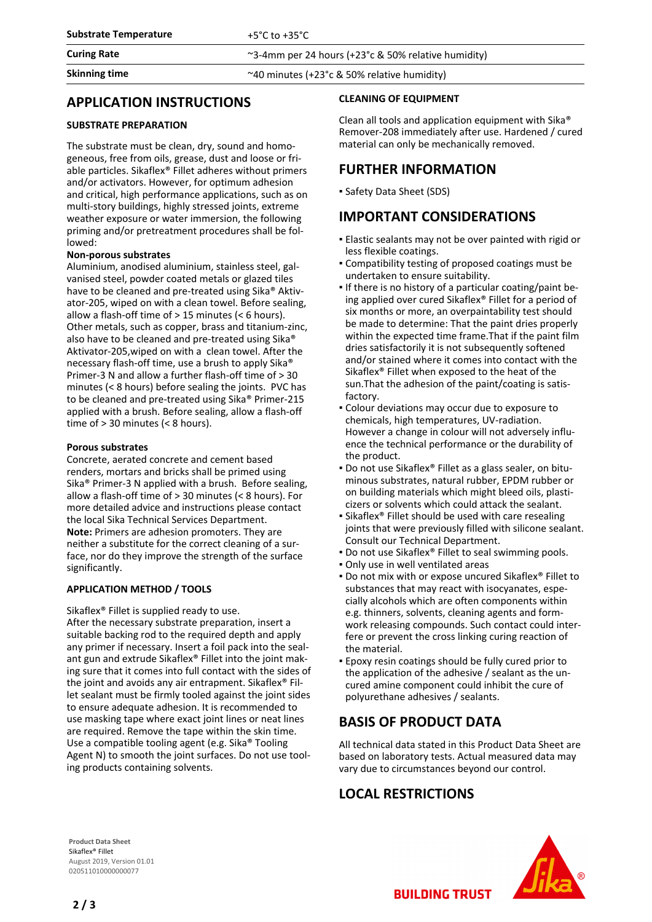| | |
|---|---|
| **Substrate Temperature** | +5°C to +35°C |
| **Curing Rate** | ~3-4mm per 24 hours (+23°c & 50% relative humidity) |
| **Skinning time** | ~40 minutes (+23°c & 50% relative humidity) |

## APPLICATION INSTRUCTIONS

### SUBSTRATE PREPARATION

The substrate must be clean, dry, sound and homogeneous, free from oils, grease, dust and loose or friable particles. Sikaflex® Fillet adheres without primers and/or activators. However, for optimum adhesion and critical, high performance applications, such as on multi-story buildings, highly stressed joints, extreme weather exposure or water immersion, the following priming and/or pretreatment procedures shall be followed:

**Non-porous substrates**
Aluminium, anodised aluminium, stainless steel, galvanised steel, powder coated metals or glazed tiles have to be cleaned and pre-treated using Sika® Aktivator-205, wiped on with a clean towel. Before sealing, allow a flash-off time of > 15 minutes (< 6 hours). Other metals, such as copper, brass and titanium-zinc, also have to be cleaned and pre-treated using Sika® Aktivator-205,wiped on with a clean towel. After the necessary flash-off time, use a brush to apply Sika® Primer-3 N and allow a further flash-off time of > 30 minutes (< 8 hours) before sealing the joints. PVC has to be cleaned and pre-treated using Sika® Primer-215 applied with a brush. Before sealing, allow a flash-off time of > 30 minutes (< 8 hours).

**Porous substrates**
Concrete, aerated concrete and cement based renders, mortars and bricks shall be primed using Sika® Primer-3 N applied with a brush. Before sealing, allow a flash-off time of > 30 minutes (< 8 hours). For more detailed advice and instructions please contact the local Sika Technical Services Department.
**Note:** Primers are adhesion promoters. They are neither a substitute for the correct cleaning of a surface, nor do they improve the strength of the surface significantly.

### APPLICATION METHOD / TOOLS

Sikaflex® Fillet is supplied ready to use.
After the necessary substrate preparation, insert a suitable backing rod to the required depth and apply any primer if necessary. Insert a foil pack into the sealant gun and extrude Sikaflex® Fillet into the joint making sure that it comes into full contact with the sides of the joint and avoids any air entrapment. Sikaflex® Fillet sealant must be firmly tooled against the joint sides to ensure adequate adhesion. It is recommended to use masking tape where exact joint lines or neat lines are required. Remove the tape within the skin time. Use a compatible tooling agent (e.g. Sika® Tooling Agent N) to smooth the joint surfaces. Do not use tooling products containing solvents.

### CLEANING OF EQUIPMENT

Clean all tools and application equipment with Sika® Remover-208 immediately after use. Hardened / cured material can only be mechanically removed.

## FURTHER INFORMATION

- Safety Data Sheet (SDS)

## IMPORTANT CONSIDERATIONS

- Elastic sealants may not be over painted with rigid or less flexible coatings.
- Compatibility testing of proposed coatings must be undertaken to ensure suitability.
- If there is no history of a particular coating/paint being applied over cured Sikaflex® Fillet for a period of six months or more, an overpaintability test should be made to determine: That the paint dries properly within the expected time frame.That if the paint film dries satisfactorily it is not subsequently softened and/or stained where it comes into contact with the Sikaflex® Fillet when exposed to the heat of the sun.That the adhesion of the paint/coating is satisfactory.
- Colour deviations may occur due to exposure to chemicals, high temperatures, UV-radiation. However a change in colour will not adversely influence the technical performance or the durability of the product.
- Do not use Sikaflex® Fillet as a glass sealer, on bituminous substrates, natural rubber, EPDM rubber or on building materials which might bleed oils, plasticizers or solvents which could attack the sealant.
- Sikaflex® Fillet should be used with care resealing joints that were previously filled with silicone sealant. Consult our Technical Department.
- Do not use Sikaflex® Fillet to seal swimming pools.
- Only use in well ventilated areas
- Do not mix with or expose uncured Sikaflex® Fillet to substances that may react with isocyanates, especially alcohols which are often components within e.g. thinners, solvents, cleaning agents and formwork releasing compounds. Such contact could interfere or prevent the cross linking curing reaction of the material.
- Epoxy resin coatings should be fully cured prior to the application of the adhesive / sealant as the uncured amine component could inhibit the cure of polyurethane adhesives / sealants.

## BASIS OF PRODUCT DATA

All technical data stated in this Product Data Sheet are based on laboratory tests. Actual measured data may vary due to circumstances beyond our control.

## LOCAL RESTRICTIONS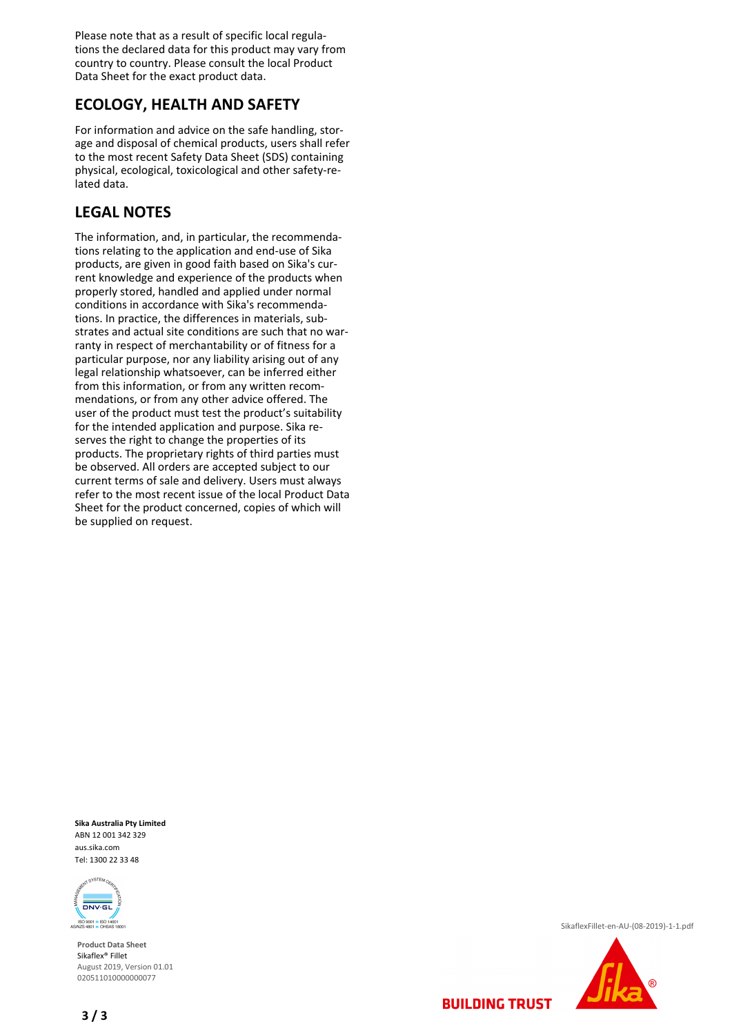Please note that as a result of specific local regulations the declared data for this product may vary from country to country. Please consult the local Product Data Sheet for the exact product data.

## ECOLOGY, HEALTH AND SAFETY

For information and advice on the safe handling, storage and disposal of chemical products, users shall refer to the most recent Safety Data Sheet (SDS) containing physical, ecological, toxicological and other safety-related data.

## LEGAL NOTES

The information, and, in particular, the recommendations relating to the application and end-use of Sika products, are given in good faith based on Sika's current knowledge and experience of the products when properly stored, handled and applied under normal conditions in accordance with Sika's recommendations. In practice, the differences in materials, substrates and actual site conditions are such that no warranty in respect of merchantability or of fitness for a particular purpose, nor any liability arising out of any legal relationship whatsoever, can be inferred either from this information, or from any written recommendations, or from any other advice offered. The user of the product must test the product's suitability for the intended application and purpose. Sika reserves the right to change the properties of its products. The proprietary rights of third parties must be observed. All orders are accepted subject to our current terms of sale and delivery. Users must always refer to the most recent issue of the local Product Data Sheet for the product concerned, copies of which will be supplied on request.

**Sika Australia Pty Limited**
ABN 12 001 342 329
aus.sika.com
Tel: 1300 22 33 48

**Product Data Sheet**
Sikaflex® Fillet
August 2019, Version 01.01
020511010000000077

SikaflexFillet-en-AU-(08-2019)-1-1.pdf

BUILDING TRUST